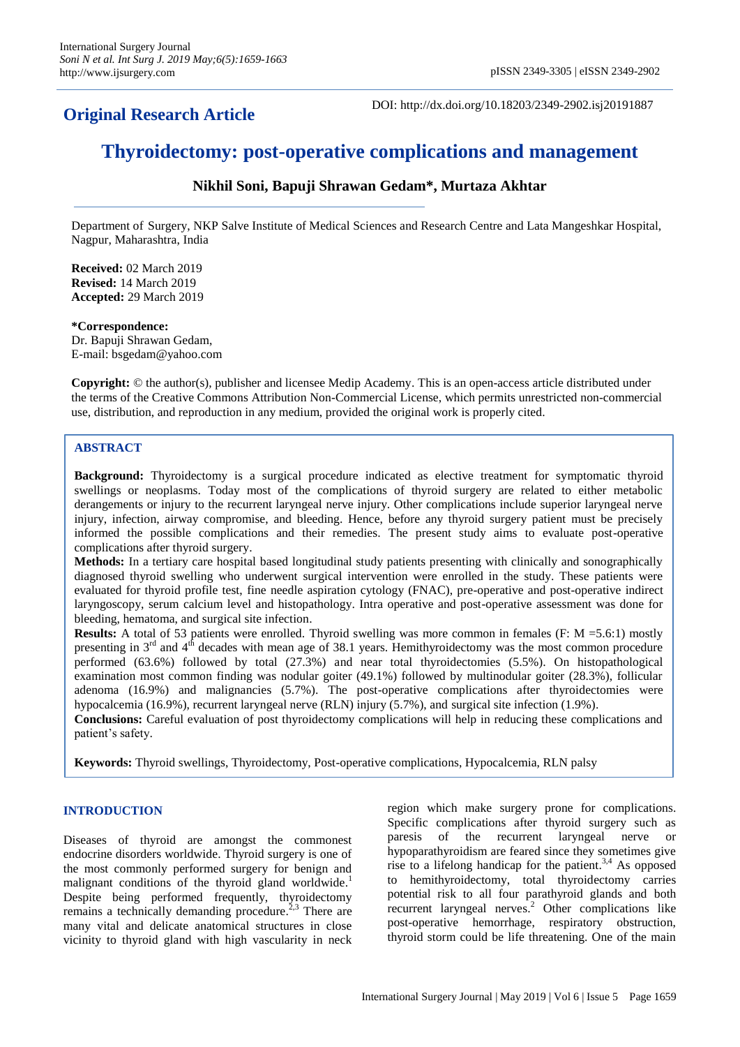**Original Research Article**

DOI: http://dx.doi.org/10.18203/2349-2902.isj20191887

# Thyroidectomy: post-operative complications and management

**Nikhil Soni, Bapuji Shrawan Gedam\*, Murtaza Akhtar**

Department of Surgery, NKP Salve Institute of Medical Sciences and Research Centre and Lata Mangeshkar Hospital, Nagpur, Maharashtra, India

**Received:** 02 March 2019
**Revised:** 14 March 2019
**Accepted:** 29 March 2019

**\*Correspondence:**
Dr. Bapuji Shrawan Gedam,
E-mail: bsgedam@yahoo.com

**Copyright:** © the author(s), publisher and licensee Medip Academy. This is an open-access article distributed under the terms of the Creative Commons Attribution Non-Commercial License, which permits unrestricted non-commercial use, distribution, and reproduction in any medium, provided the original work is properly cited.

## ABSTRACT

**Background:** Thyroidectomy is a surgical procedure indicated as elective treatment for symptomatic thyroid swellings or neoplasms. Today most of the complications of thyroid surgery are related to either metabolic derangements or injury to the recurrent laryngeal nerve injury. Other complications include superior laryngeal nerve injury, infection, airway compromise, and bleeding. Hence, before any thyroid surgery patient must be precisely informed the possible complications and their remedies. The present study aims to evaluate post-operative complications after thyroid surgery.

**Methods:** In a tertiary care hospital based longitudinal study patients presenting with clinically and sonographically diagnosed thyroid swelling who underwent surgical intervention were enrolled in the study. These patients were evaluated for thyroid profile test, fine needle aspiration cytology (FNAC), pre-operative and post-operative indirect laryngoscopy, serum calcium level and histopathology. Intra operative and post-operative assessment was done for bleeding, hematoma, and surgical site infection.

**Results:** A total of 53 patients were enrolled. Thyroid swelling was more common in females (F: M =5.6:1) mostly presenting in 3rd and 4th decades with mean age of 38.1 years. Hemithyroidectomy was the most common procedure performed (63.6%) followed by total (27.3%) and near total thyroidectomies (5.5%). On histopathological examination most common finding was nodular goiter (49.1%) followed by multinodular goiter (28.3%), follicular adenoma (16.9%) and malignancies (5.7%). The post-operative complications after thyroidectomies were hypocalcemia (16.9%), recurrent laryngeal nerve (RLN) injury (5.7%), and surgical site infection (1.9%).

**Conclusions:** Careful evaluation of post thyroidectomy complications will help in reducing these complications and patient's safety.

**Keywords:** Thyroid swellings, Thyroidectomy, Post-operative complications, Hypocalcemia, RLN palsy

## INTRODUCTION

Diseases of thyroid are amongst the commonest endocrine disorders worldwide. Thyroid surgery is one of the most commonly performed surgery for benign and malignant conditions of the thyroid gland worldwide.[1] Despite being performed frequently, thyroidectomy remains a technically demanding procedure.[2,3] There are many vital and delicate anatomical structures in close vicinity to thyroid gland with high vascularity in neck region which make surgery prone for complications. Specific complications after thyroid surgery such as paresis of the recurrent laryngeal nerve or hypoparathyroidism are feared since they sometimes give rise to a lifelong handicap for the patient.[3,4] As opposed to hemithyroidectomy, total thyroidectomy carries potential risk to all four parathyroid glands and both recurrent laryngeal nerves.[2] Other complications like post-operative hemorrhage, respiratory obstruction, thyroid storm could be life threatening. One of the main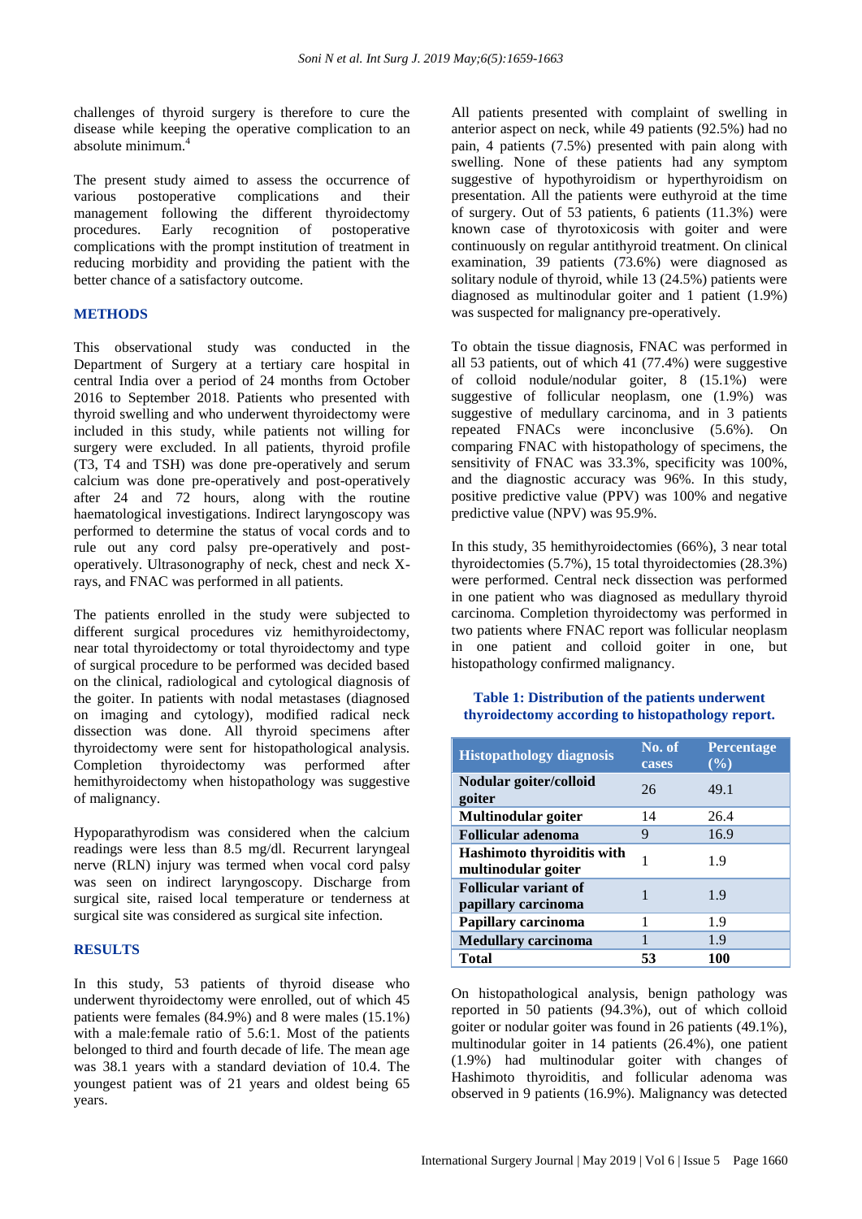challenges of thyroid surgery is therefore to cure the disease while keeping the operative complication to an absolute minimum.[4]

The present study aimed to assess the occurrence of various postoperative complications and their management following the different thyroidectomy procedures. Early recognition of postoperative complications with the prompt institution of treatment in reducing morbidity and providing the patient with the better chance of a satisfactory outcome.

## METHODS

This observational study was conducted in the Department of Surgery at a tertiary care hospital in central India over a period of 24 months from October 2016 to September 2018. Patients who presented with thyroid swelling and who underwent thyroidectomy were included in this study, while patients not willing for surgery were excluded. In all patients, thyroid profile (T3, T4 and TSH) was done pre-operatively and serum calcium was done pre-operatively and post-operatively after 24 and 72 hours, along with the routine haematological investigations. Indirect laryngoscopy was performed to determine the status of vocal cords and to rule out any cord palsy pre-operatively and post-operatively. Ultrasonography of neck, chest and neck X-rays, and FNAC was performed in all patients.

The patients enrolled in the study were subjected to different surgical procedures viz hemithyroidectomy, near total thyroidectomy or total thyroidectomy and type of surgical procedure to be performed was decided based on the clinical, radiological and cytological diagnosis of the goiter. In patients with nodal metastases (diagnosed on imaging and cytology), modified radical neck dissection was done. All thyroid specimens after thyroidectomy were sent for histopathological analysis. Completion thyroidectomy was performed after hemithyroidectomy when histopathology was suggestive of malignancy.

Hypoparathyrodism was considered when the calcium readings were less than 8.5 mg/dl. Recurrent laryngeal nerve (RLN) injury was termed when vocal cord palsy was seen on indirect laryngoscopy. Discharge from surgical site, raised local temperature or tenderness at surgical site was considered as surgical site infection.

## RESULTS

In this study, 53 patients of thyroid disease who underwent thyroidectomy were enrolled, out of which 45 patients were females (84.9%) and 8 were males (15.1%) with a male:female ratio of 5.6:1. Most of the patients belonged to third and fourth decade of life. The mean age was 38.1 years with a standard deviation of 10.4. The youngest patient was of 21 years and oldest being 65 years.

All patients presented with complaint of swelling in anterior aspect on neck, while 49 patients (92.5%) had no pain, 4 patients (7.5%) presented with pain along with swelling. None of these patients had any symptom suggestive of hypothyroidism or hyperthyroidism on presentation. All the patients were euthyroid at the time of surgery. Out of 53 patients, 6 patients (11.3%) were known case of thyrotoxicosis with goiter and were continuously on regular antithyroid treatment. On clinical examination, 39 patients (73.6%) were diagnosed as solitary nodule of thyroid, while 13 (24.5%) patients were diagnosed as multinodular goiter and 1 patient (1.9%) was suspected for malignancy pre-operatively.

To obtain the tissue diagnosis, FNAC was performed in all 53 patients, out of which 41 (77.4%) were suggestive of colloid nodule/nodular goiter, 8 (15.1%) were suggestive of follicular neoplasm, one (1.9%) was suggestive of medullary carcinoma, and in 3 patients repeated FNACs were inconclusive (5.6%). On comparing FNAC with histopathology of specimens, the sensitivity of FNAC was 33.3%, specificity was 100%, and the diagnostic accuracy was 96%. In this study, positive predictive value (PPV) was 100% and negative predictive value (NPV) was 95.9%.

In this study, 35 hemithyroidectomies (66%), 3 near total thyroidectomies (5.7%), 15 total thyroidectomies (28.3%) were performed. Central neck dissection was performed in one patient who was diagnosed as medullary thyroid carcinoma. Completion thyroidectomy was performed in two patients where FNAC report was follicular neoplasm in one patient and colloid goiter in one, but histopathology confirmed malignancy.

**Table 1: Distribution of the patients underwent thyroidectomy according to histopathology report.**

| Histopathology diagnosis | No. of cases | Percentage (%) |
|---|---|---|
| Nodular goiter/colloid goiter | 26 | 49.1 |
| Multinodular goiter | 14 | 26.4 |
| Follicular adenoma | 9 | 16.9 |
| Hashimoto thyroiditis with multinodular goiter | 1 | 1.9 |
| Follicular variant of papillary carcinoma | 1 | 1.9 |
| Papillary carcinoma | 1 | 1.9 |
| Medullary carcinoma | 1 | 1.9 |
| **Total** | **53** | **100** |

On histopathological analysis, benign pathology was reported in 50 patients (94.3%), out of which colloid goiter or nodular goiter was found in 26 patients (49.1%), multinodular goiter in 14 patients (26.4%), one patient (1.9%) had multinodular goiter with changes of Hashimoto thyroiditis, and follicular adenoma was observed in 9 patients (16.9%). Malignancy was detected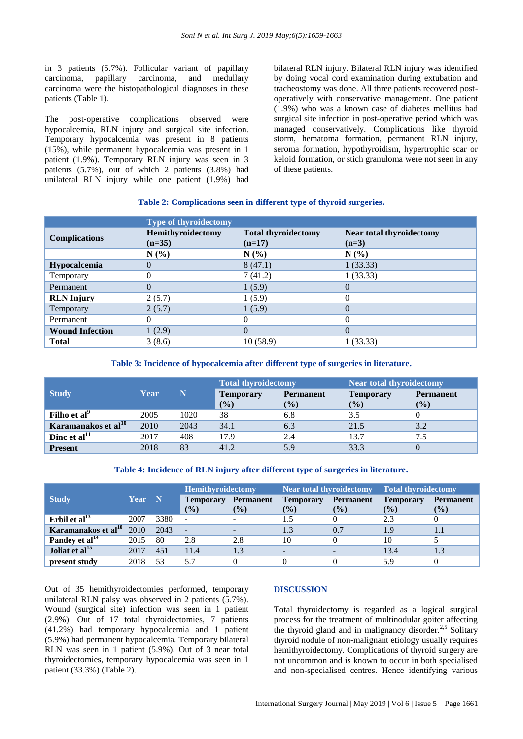in 3 patients (5.7%). Follicular variant of papillary carcinoma, papillary carcinoma, and medullary carcinoma were the histopathological diagnoses in these patients (Table 1).

The post-operative complications observed were hypocalcemia, RLN injury and surgical site infection. Temporary hypocalcemia was present in 8 patients (15%), while permanent hypocalcemia was present in 1 patient (1.9%). Temporary RLN injury was seen in 3 patients (5.7%), out of which 2 patients (3.8%) had unilateral RLN injury while one patient (1.9%) had bilateral RLN injury. Bilateral RLN injury was identified by doing vocal cord examination during extubation and tracheostomy was done. All three patients recovered post-operatively with conservative management. One patient (1.9%) who was a known case of diabetes mellitus had surgical site infection in post-operative period which was managed conservatively. Complications like thyroid storm, hematoma formation, permanent RLN injury, seroma formation, hypothyroidism, hypertrophic scar or keloid formation, or stich granuloma were not seen in any of these patients.

**Table 2: Complications seen in different type of thyroid surgeries.**

| Complications | Type of thyroidectomy | | |
|---|---|---|---|
| | Hemithyroidectomy (n=35) | Total thyroidectomy (n=17) | Near total thyroidectomy (n=3) |
| | N (%) | N (%) | N (%) |
| **Hypocalcemia** | 0 | 8 (47.1) | 1 (33.33) |
| Temporary | 0 | 7 (41.2) | 1 (33.33) |
| Permanent | 0 | 1 (5.9) | 0 |
| **RLN Injury** | 2 (5.7) | 1 (5.9) | 0 |
| Temporary | 2 (5.7) | 1 (5.9) | 0 |
| Permanent | 0 | 0 | 0 |
| **Wound Infection** | 1 (2.9) | 0 | 0 |
| **Total** | 3 (8.6) | 10 (58.9) | 1 (33.33) |

**Table 3: Incidence of hypocalcemia after different type of surgeries in literature.**

| Study | Year | N | Total thyroidectomy | | Near total thyroidectomy | |
|---|---|---|---|---|---|---|
| | | | Temporary (%) | Permanent (%) | Temporary (%) | Permanent (%) |
| **Filho et al[9]** | 2005 | 1020 | 38 | 6.8 | 3.5 | 0 |
| **Karamanakos et al[10]** | 2010 | 2043 | 34.1 | 6.3 | 21.5 | 3.2 |
| **Dinc et al[11]** | 2017 | 408 | 17.9 | 2.4 | 13.7 | 7.5 |
| **Present** | 2018 | 83 | 41.2 | 5.9 | 33.3 | 0 |

**Table 4: Incidence of RLN injury after different type of surgeries in literature.**

| Study | Year | N | Hemithyroidectomy | | Near total thyroidectomy | | Total thyroidectomy | |
|---|---|---|---|---|---|---|---|---|
| | | | Temporary (%) | Permanent (%) | Temporary (%) | Permanent (%) | Temporary (%) | Permanent (%) |
| **Erbil et al[13]** | 2007 | 3380 | - | - | 1.5 | 0 | 2.3 | 0 |
| **Karamanakos et al[10]** | 2010 | 2043 | - | - | 1.3 | 0.7 | 1.9 | 1.1 |
| **Pandey et al[14]** | 2015 | 80 | 2.8 | 2.8 | 10 | 0 | 10 | 5 |
| **Joliat et al[15]** | 2017 | 451 | 11.4 | 1.3 | - | - | 13.4 | 1.3 |
| **present study** | 2018 | 53 | 5.7 | 0 | 0 | 0 | 5.9 | 0 |

Out of 35 hemithyroidectomies performed, temporary unilateral RLN palsy was observed in 2 patients (5.7%). Wound (surgical site) infection was seen in 1 patient (2.9%). Out of 17 total thyroidectomies, 7 patients (41.2%) had temporary hypocalcemia and 1 patient (5.9%) had permanent hypocalcemia. Temporary bilateral RLN was seen in 1 patient (5.9%). Out of 3 near total thyroidectomies, temporary hypocalcemia was seen in 1 patient (33.3%) (Table 2).

## DISCUSSION

Total thyroidectomy is regarded as a logical surgical process for the treatment of multinodular goiter affecting the thyroid gland and in malignancy disorder.[2,5] Solitary thyroid nodule of non-malignant etiology usually requires hemithyroidectomy. Complications of thyroid surgery are not uncommon and is known to occur in both specialised and non-specialised centres. Hence identifying various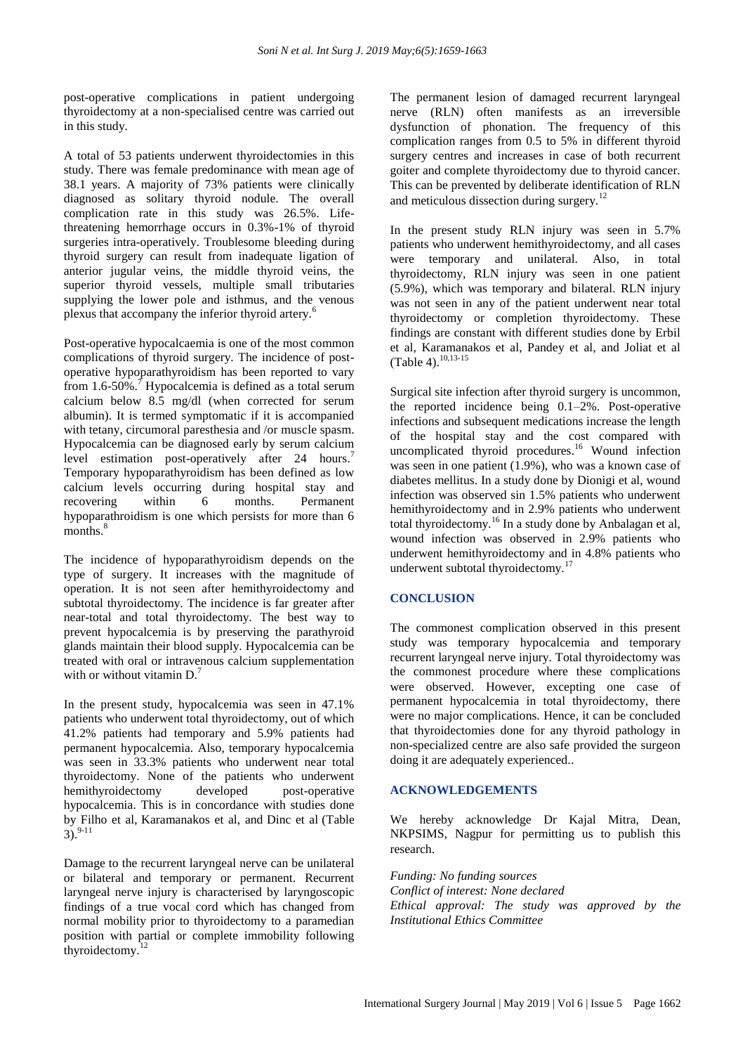post-operative complications in patient undergoing thyroidectomy at a non-specialised centre was carried out in this study.

A total of 53 patients underwent thyroidectomies in this study. There was female predominance with mean age of 38.1 years. A majority of 73% patients were clinically diagnosed as solitary thyroid nodule. The overall complication rate in this study was 26.5%. Life-threatening hemorrhage occurs in 0.3%-1% of thyroid surgeries intra-operatively. Troublesome bleeding during thyroid surgery can result from inadequate ligation of anterior jugular veins, the middle thyroid veins, the superior thyroid vessels, multiple small tributaries supplying the lower pole and isthmus, and the venous plexus that accompany the inferior thyroid artery.[6]

Post-operative hypocalcaemia is one of the most common complications of thyroid surgery. The incidence of post-operative hypoparathyroidism has been reported to vary from 1.6-50%.[7] Hypocalcemia is defined as a total serum calcium below 8.5 mg/dl (when corrected for serum albumin). It is termed symptomatic if it is accompanied with tetany, circumoral paresthesia and /or muscle spasm. Hypocalcemia can be diagnosed early by serum calcium level estimation post-operatively after 24 hours.[7] Temporary hypoparathyroidism has been defined as low calcium levels occurring during hospital stay and recovering within 6 months. Permanent hypoparathroidism is one which persists for more than 6 months.[8]

The incidence of hypoparathyroidism depends on the type of surgery. It increases with the magnitude of operation. It is not seen after hemithyroidectomy and subtotal thyroidectomy. The incidence is far greater after near-total and total thyroidectomy. The best way to prevent hypocalcemia is by preserving the parathyroid glands maintain their blood supply. Hypocalcemia can be treated with oral or intravenous calcium supplementation with or without vitamin D.[7]

In the present study, hypocalcemia was seen in 47.1% patients who underwent total thyroidectomy, out of which 41.2% patients had temporary and 5.9% patients had permanent hypocalcemia. Also, temporary hypocalcemia was seen in 33.3% patients who underwent near total thyroidectomy. None of the patients who underwent hemithyroidectomy developed post-operative hypocalcemia. This is in concordance with studies done by Filho et al, Karamanakos et al, and Dinc et al (Table 3).[9-11]

Damage to the recurrent laryngeal nerve can be unilateral or bilateral and temporary or permanent. Recurrent laryngeal nerve injury is characterised by laryngoscopic findings of a true vocal cord which has changed from normal mobility prior to thyroidectomy to a paramedian position with partial or complete immobility following thyroidectomy.[12]

The permanent lesion of damaged recurrent laryngeal nerve (RLN) often manifests as an irreversible dysfunction of phonation. The frequency of this complication ranges from 0.5 to 5% in different thyroid surgery centres and increases in case of both recurrent goiter and complete thyroidectomy due to thyroid cancer. This can be prevented by deliberate identification of RLN and meticulous dissection during surgery.[12]

In the present study RLN injury was seen in 5.7% patients who underwent hemithyroidectomy, and all cases were temporary and unilateral. Also, in total thyroidectomy, RLN injury was seen in one patient (5.9%), which was temporary and bilateral. RLN injury was not seen in any of the patient underwent near total thyroidectomy or completion thyroidectomy. These findings are constant with different studies done by Erbil et al, Karamanakos et al, Pandey et al, and Joliat et al (Table 4).[10,13-15]

Surgical site infection after thyroid surgery is uncommon, the reported incidence being 0.1–2%. Post-operative infections and subsequent medications increase the length of the hospital stay and the cost compared with uncomplicated thyroid procedures.[16] Wound infection was seen in one patient (1.9%), who was a known case of diabetes mellitus. In a study done by Dionigi et al, wound infection was observed sin 1.5% patients who underwent hemithyroidectomy and in 2.9% patients who underwent total thyroidectomy.[16] In a study done by Anbalagan et al, wound infection was observed in 2.9% patients who underwent hemithyroidectomy and in 4.8% patients who underwent subtotal thyroidectomy.[17]

## CONCLUSION

The commonest complication observed in this present study was temporary hypocalcemia and temporary recurrent laryngeal nerve injury. Total thyroidectomy was the commonest procedure where these complications were observed. However, excepting one case of permanent hypocalcemia in total thyroidectomy, there were no major complications. Hence, it can be concluded that thyroidectomies done for any thyroid pathology in non-specialized centre are also safe provided the surgeon doing it are adequately experienced..

## ACKNOWLEDGEMENTS

We hereby acknowledge Dr Kajal Mitra, Dean, NKPSIMS, Nagpur for permitting us to publish this research.

*Funding: No funding sources*
*Conflict of interest: None declared*
*Ethical approval: The study was approved by the Institutional Ethics Committee*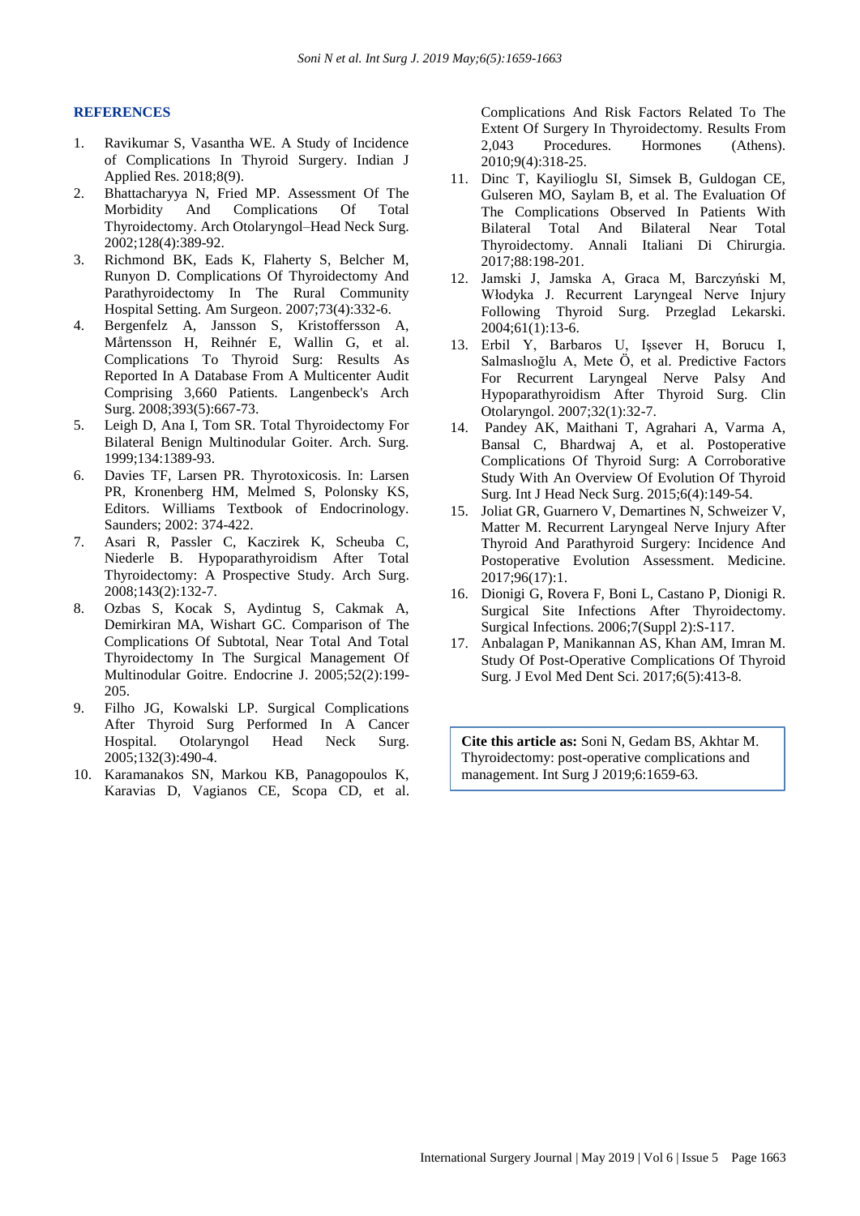## REFERENCES

1. Ravikumar S, Vasantha WE. A Study of Incidence of Complications In Thyroid Surgery. Indian J Applied Res. 2018;8(9).
2. Bhattacharyya N, Fried MP. Assessment Of The Morbidity And Complications Of Total Thyroidectomy. Arch Otolaryngol–Head Neck Surg. 2002;128(4):389-92.
3. Richmond BK, Eads K, Flaherty S, Belcher M, Runyon D. Complications Of Thyroidectomy And Parathyroidectomy In The Rural Community Hospital Setting. Am Surgeon. 2007;73(4):332-6.
4. Bergenfelz A, Jansson S, Kristoffersson A, Mårtensson H, Reihnér E, Wallin G, et al. Complications To Thyroid Surg: Results As Reported In A Database From A Multicenter Audit Comprising 3,660 Patients. Langenbeck's Arch Surg. 2008;393(5):667-73.
5. Leigh D, Ana I, Tom SR. Total Thyroidectomy For Bilateral Benign Multinodular Goiter. Arch. Surg. 1999;134:1389-93.
6. Davies TF, Larsen PR. Thyrotoxicosis. In: Larsen PR, Kronenberg HM, Melmed S, Polonsky KS, Editors. Williams Textbook of Endocrinology. Saunders; 2002: 374-422.
7. Asari R, Passler C, Kaczirek K, Scheuba C, Niederle B. Hypoparathyroidism After Total Thyroidectomy: A Prospective Study. Arch Surg. 2008;143(2):132-7.
8. Ozbas S, Kocak S, Aydintug S, Cakmak A, Demirkiran MA, Wishart GC. Comparison of The Complications Of Subtotal, Near Total And Total Thyroidectomy In The Surgical Management Of Multinodular Goitre. Endocrine J. 2005;52(2):199-205.
9. Filho JG, Kowalski LP. Surgical Complications After Thyroid Surg Performed In A Cancer Hospital. Otolaryngol Head Neck Surg. 2005;132(3):490-4.
10. Karamanakos SN, Markou KB, Panagopoulos K, Karavias D, Vagianos CE, Scopa CD, et al. Complications And Risk Factors Related To The Extent Of Surgery In Thyroidectomy. Results From 2,043 Procedures. Hormones (Athens). 2010;9(4):318-25.
11. Dinc T, Kayilioglu SI, Simsek B, Guldogan CE, Gulseren MO, Saylam B, et al. The Evaluation Of The Complications Observed In Patients With Bilateral Total And Bilateral Near Total Thyroidectomy. Annali Italiani Di Chirurgia. 2017;88:198-201.
12. Jamski J, Jamska A, Graca M, Barczyński M, Włodyka J. Recurrent Laryngeal Nerve Injury Following Thyroid Surg. Przeglad Lekarski. 2004;61(1):13-6.
13. Erbil Y, Barbaros U, Işsever H, Borucu I, Salmaslıoğlu A, Mete Ö, et al. Predictive Factors For Recurrent Laryngeal Nerve Palsy And Hypoparathyroidism After Thyroid Surg. Clin Otolaryngol. 2007;32(1):32-7.
14. Pandey AK, Maithani T, Agrahari A, Varma A, Bansal C, Bhardwaj A, et al. Postoperative Complications Of Thyroid Surg: A Corroborative Study With An Overview Of Evolution Of Thyroid Surg. Int J Head Neck Surg. 2015;6(4):149-54.
15. Joliat GR, Guarnero V, Demartines N, Schweizer V, Matter M. Recurrent Laryngeal Nerve Injury After Thyroid And Parathyroid Surgery: Incidence And Postoperative Evolution Assessment. Medicine. 2017;96(17):1.
16. Dionigi G, Rovera F, Boni L, Castano P, Dionigi R. Surgical Site Infections After Thyroidectomy. Surgical Infections. 2006;7(Suppl 2):S-117.
17. Anbalagan P, Manikannan AS, Khan AM, Imran M. Study Of Post-Operative Complications Of Thyroid Surg. J Evol Med Dent Sci. 2017;6(5):413-8.

**Cite this article as:** Soni N, Gedam BS, Akhtar M. Thyroidectomy: post-operative complications and management. Int Surg J 2019;6:1659-63.